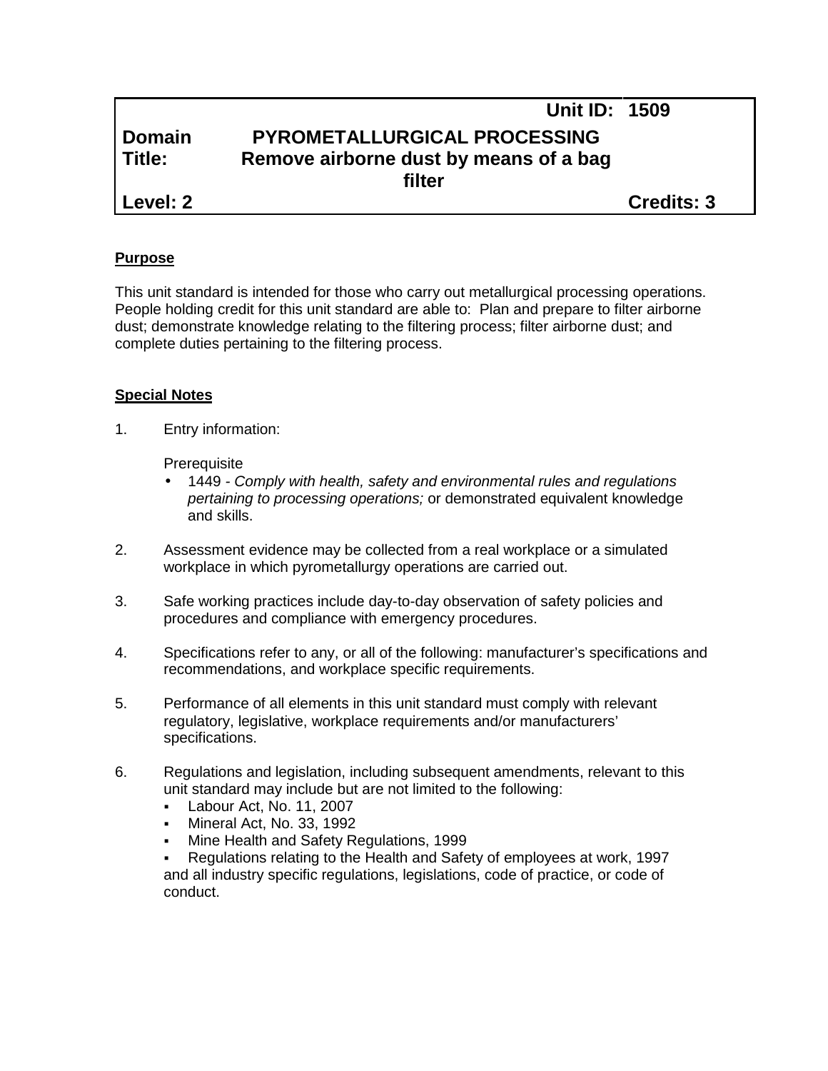| | | Unit ID: | 1509 |
|---|---|---|---|
| **Domain** | **PYROMETALLURGICAL PROCESSING** | | |
| **Title:** | **Remove airborne dust by means of a bag filter** | | |
| **Level: 2** | | | **Credits: 3** |

**Purpose**

This unit standard is intended for those who carry out metallurgical processing operations. People holding credit for this unit standard are able to: Plan and prepare to filter airborne dust; demonstrate knowledge relating to the filtering process; filter airborne dust; and complete duties pertaining to the filtering process.

**Special Notes**

1. Entry information:

   Prerequisite
   - 1449 - *Comply with health, safety and environmental rules and regulations pertaining to processing operations;* or demonstrated equivalent knowledge and skills.

2. Assessment evidence may be collected from a real workplace or a simulated workplace in which pyrometallurgy operations are carried out.

3. Safe working practices include day-to-day observation of safety policies and procedures and compliance with emergency procedures.

4. Specifications refer to any, or all of the following: manufacturer's specifications and recommendations, and workplace specific requirements.

5. Performance of all elements in this unit standard must comply with relevant regulatory, legislative, workplace requirements and/or manufacturers' specifications.

6. Regulations and legislation, including subsequent amendments, relevant to this unit standard may include but are not limited to the following:
   - Labour Act, No. 11, 2007
   - Mineral Act, No. 33, 1992
   - Mine Health and Safety Regulations, 1999
   - Regulations relating to the Health and Safety of employees at work, 1997

   and all industry specific regulations, legislations, code of practice, or code of conduct.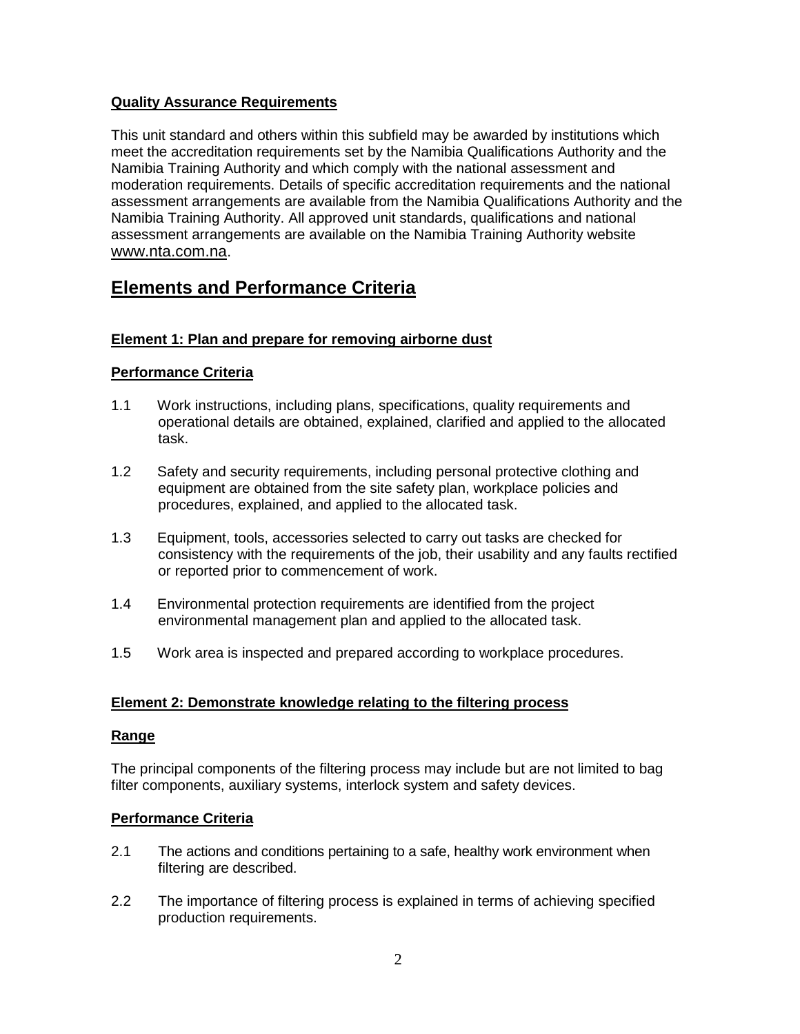**Quality Assurance Requirements**

This unit standard and others within this subfield may be awarded by institutions which meet the accreditation requirements set by the Namibia Qualifications Authority and the Namibia Training Authority and which comply with the national assessment and moderation requirements. Details of specific accreditation requirements and the national assessment arrangements are available from the Namibia Qualifications Authority and the Namibia Training Authority. All approved unit standards, qualifications and national assessment arrangements are available on the Namibia Training Authority website www.nta.com.na.

## Elements and Performance Criteria

**Element 1: Plan and prepare for removing airborne dust**

**Performance Criteria**

1.1 Work instructions, including plans, specifications, quality requirements and operational details are obtained, explained, clarified and applied to the allocated task.

1.2 Safety and security requirements, including personal protective clothing and equipment are obtained from the site safety plan, workplace policies and procedures, explained, and applied to the allocated task.

1.3 Equipment, tools, accessories selected to carry out tasks are checked for consistency with the requirements of the job, their usability and any faults rectified or reported prior to commencement of work.

1.4 Environmental protection requirements are identified from the project environmental management plan and applied to the allocated task.

1.5 Work area is inspected and prepared according to workplace procedures.

**Element 2: Demonstrate knowledge relating to the filtering process**

**Range**

The principal components of the filtering process may include but are not limited to bag filter components, auxiliary systems, interlock system and safety devices.

**Performance Criteria**

2.1 The actions and conditions pertaining to a safe, healthy work environment when filtering are described.

2.2 The importance of filtering process is explained in terms of achieving specified production requirements.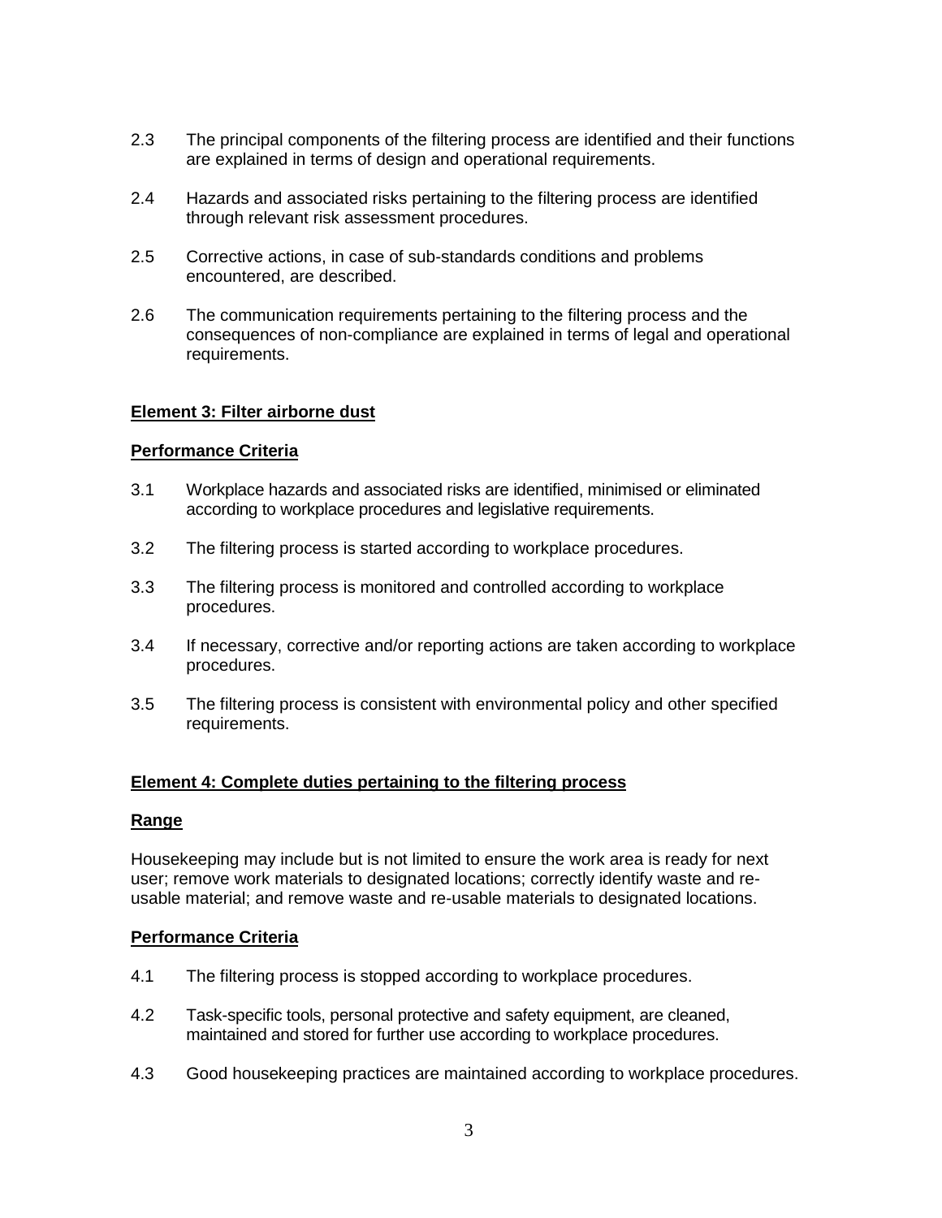2.3 The principal components of the filtering process are identified and their functions are explained in terms of design and operational requirements.

2.4 Hazards and associated risks pertaining to the filtering process are identified through relevant risk assessment procedures.

2.5 Corrective actions, in case of sub-standards conditions and problems encountered, are described.

2.6 The communication requirements pertaining to the filtering process and the consequences of non-compliance are explained in terms of legal and operational requirements.

**Element 3: Filter airborne dust**

**Performance Criteria**

3.1 Workplace hazards and associated risks are identified, minimised or eliminated according to workplace procedures and legislative requirements.

3.2 The filtering process is started according to workplace procedures.

3.3 The filtering process is monitored and controlled according to workplace procedures.

3.4 If necessary, corrective and/or reporting actions are taken according to workplace procedures.

3.5 The filtering process is consistent with environmental policy and other specified requirements.

**Element 4: Complete duties pertaining to the filtering process**

**Range**

Housekeeping may include but is not limited to ensure the work area is ready for next user; remove work materials to designated locations; correctly identify waste and re-usable material; and remove waste and re-usable materials to designated locations.

**Performance Criteria**

4.1 The filtering process is stopped according to workplace procedures.

4.2 Task-specific tools, personal protective and safety equipment, are cleaned, maintained and stored for further use according to workplace procedures.

4.3 Good housekeeping practices are maintained according to workplace procedures.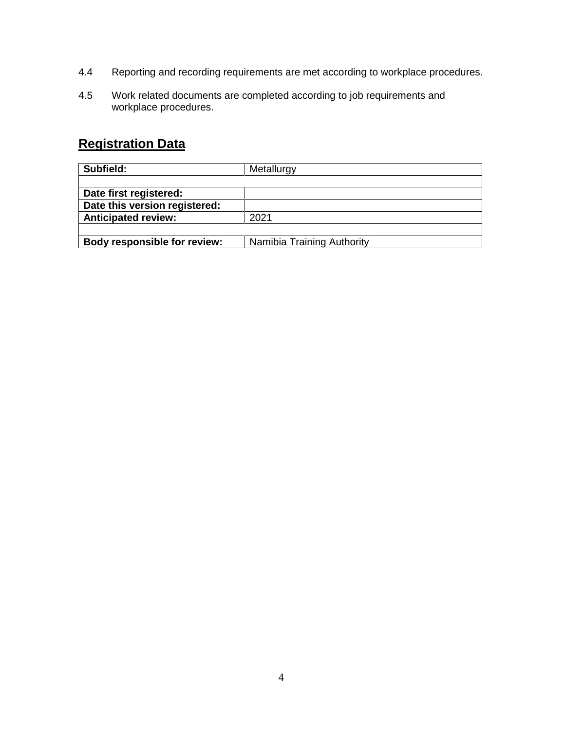4.4 Reporting and recording requirements are met according to workplace procedures.

4.5 Work related documents are completed according to job requirements and workplace procedures.

## **Registration Data**

| | |
|---|---|
| **Subfield:** | Metallurgy |
| | |
| **Date first registered:** | |
| **Date this version registered:** | |
| **Anticipated review:** | 2021 |
| | |
| **Body responsible for review:** | Namibia Training Authority |